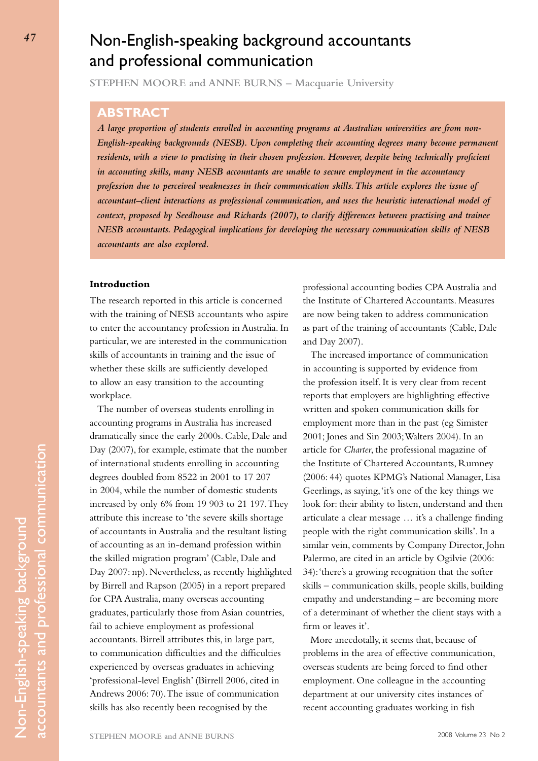# Non-English-speaking background accountants and professional communication

**STEPHEN MOORE and ANNE BURNS – Macquarie University**

## ABSTRACT

***A large proportion of students enrolled in accounting programs at Australian universities are from non-English-speaking backgrounds (NESB). Upon completing their accounting degrees many become permanent residents, with a view to practising in their chosen profession. However, despite being technically proficient in accounting skills, many NESB accountants are unable to secure employment in the accountancy profession due to perceived weaknesses in their communication skills. This article explores the issue of accountant–client interactions as professional communication, and uses the heuristic interactional model of context, proposed by Seedhouse and Richards (2007), to clarify differences between practising and trainee NESB accountants. Pedagogical implications for developing the necessary communication skills of NESB accountants are also explored.***

### Introduction

The research reported in this article is concerned with the training of NESB accountants who aspire to enter the accountancy profession in Australia. In particular, we are interested in the communication skills of accountants in training and the issue of whether these skills are sufficiently developed to allow an easy transition to the accounting workplace.

The number of overseas students enrolling in accounting programs in Australia has increased dramatically since the early 2000s. Cable, Dale and Day (2007), for example, estimate that the number of international students enrolling in accounting degrees doubled from 8522 in 2001 to 17 207 in 2004, while the number of domestic students increased by only 6% from 19 903 to 21 197. They attribute this increase to 'the severe skills shortage of accountants in Australia and the resultant listing of accounting as an in-demand profession within the skilled migration program' (Cable, Dale and Day 2007: np). Nevertheless, as recently highlighted by Birrell and Rapson (2005) in a report prepared for CPA Australia, many overseas accounting graduates, particularly those from Asian countries, fail to achieve employment as professional accountants. Birrell attributes this, in large part, to communication difficulties and the difficulties experienced by overseas graduates in achieving 'professional-level English' (Birrell 2006, cited in Andrews 2006: 70). The issue of communication skills has also recently been recognised by the professional accounting bodies CPA Australia and the Institute of Chartered Accountants. Measures are now being taken to address communication as part of the training of accountants (Cable, Dale and Day 2007).

The increased importance of communication in accounting is supported by evidence from the profession itself. It is very clear from recent reports that employers are highlighting effective written and spoken communication skills for employment more than in the past (eg Simister 2001; Jones and Sin 2003; Walters 2004). In an article for *Charter*, the professional magazine of the Institute of Chartered Accountants, Rumney (2006: 44) quotes KPMG's National Manager, Lisa Geerlings, as saying, 'it's one of the key things we look for: their ability to listen, understand and then articulate a clear message … it's a challenge finding people with the right communication skills'. In a similar vein, comments by Company Director, John Palermo, are cited in an article by Ogilvie (2006: 34): 'there's a growing recognition that the softer skills – communication skills, people skills, building empathy and understanding – are becoming more of a determinant of whether the client stays with a firm or leaves it'.

More anecdotally, it seems that, because of problems in the area of effective communication, overseas students are being forced to find other employment. One colleague in the accounting department at our university cites instances of recent accounting graduates working in fish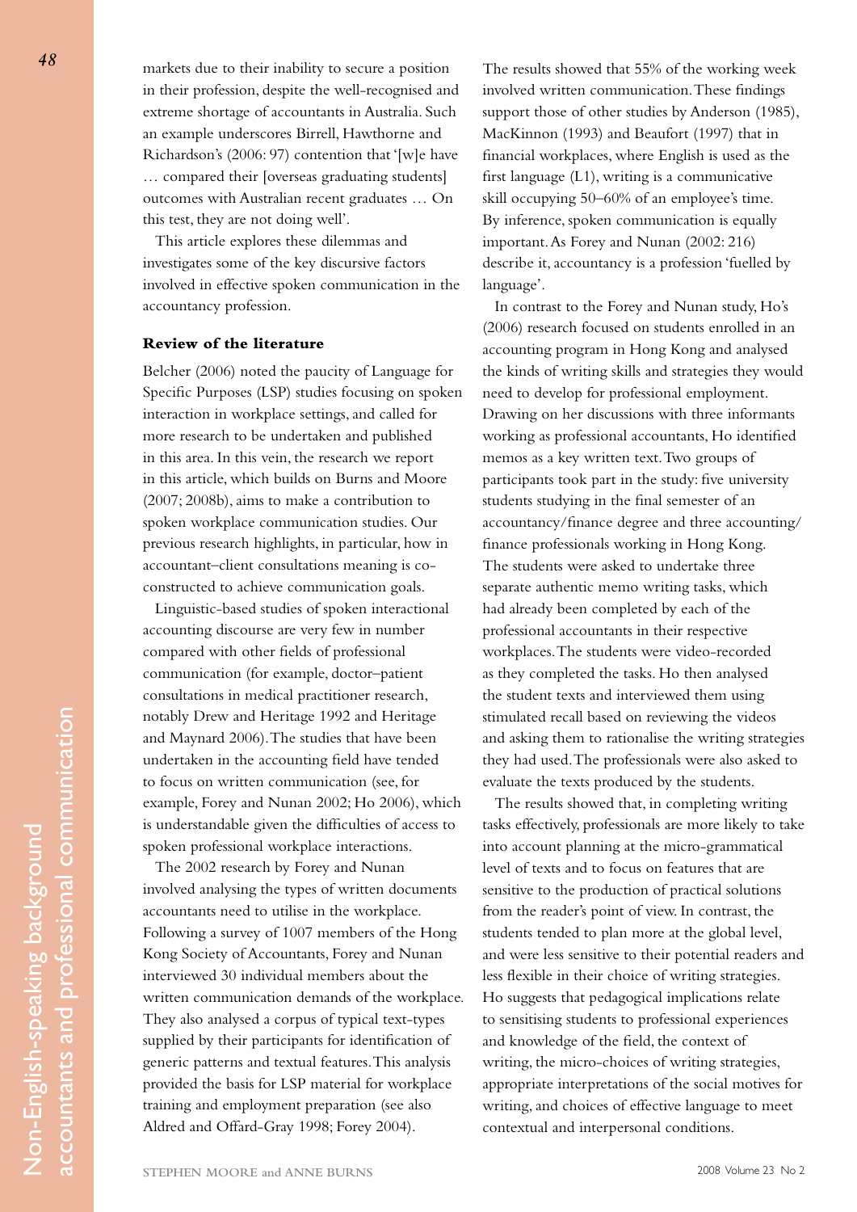markets due to their inability to secure a position in their profession, despite the well-recognised and extreme shortage of accountants in Australia. Such an example underscores Birrell, Hawthorne and Richardson's (2006: 97) contention that '[w]e have … compared their [overseas graduating students] outcomes with Australian recent graduates … On this test, they are not doing well'.

This article explores these dilemmas and investigates some of the key discursive factors involved in effective spoken communication in the accountancy profession.

### Review of the literature

Belcher (2006) noted the paucity of Language for Specific Purposes (LSP) studies focusing on spoken interaction in workplace settings, and called for more research to be undertaken and published in this area. In this vein, the research we report in this article, which builds on Burns and Moore (2007; 2008b), aims to make a contribution to spoken workplace communication studies. Our previous research highlights, in particular, how in accountant–client consultations meaning is co-constructed to achieve communication goals.

Linguistic-based studies of spoken interactional accounting discourse are very few in number compared with other fields of professional communication (for example, doctor–patient consultations in medical practitioner research, notably Drew and Heritage 1992 and Heritage and Maynard 2006). The studies that have been undertaken in the accounting field have tended to focus on written communication (see, for example, Forey and Nunan 2002; Ho 2006), which is understandable given the difficulties of access to spoken professional workplace interactions.

The 2002 research by Forey and Nunan involved analysing the types of written documents accountants need to utilise in the workplace. Following a survey of 1007 members of the Hong Kong Society of Accountants, Forey and Nunan interviewed 30 individual members about the written communication demands of the workplace. They also analysed a corpus of typical text-types supplied by their participants for identification of generic patterns and textual features. This analysis provided the basis for LSP material for workplace training and employment preparation (see also Aldred and Offard-Gray 1998; Forey 2004).

The results showed that 55% of the working week involved written communication. These findings support those of other studies by Anderson (1985), MacKinnon (1993) and Beaufort (1997) that in financial workplaces, where English is used as the first language (L1), writing is a communicative skill occupying 50–60% of an employee's time. By inference, spoken communication is equally important. As Forey and Nunan (2002: 216) describe it, accountancy is a profession 'fuelled by language'.

In contrast to the Forey and Nunan study, Ho's (2006) research focused on students enrolled in an accounting program in Hong Kong and analysed the kinds of writing skills and strategies they would need to develop for professional employment. Drawing on her discussions with three informants working as professional accountants, Ho identified memos as a key written text. Two groups of participants took part in the study: five university students studying in the final semester of an accountancy/finance degree and three accounting/finance professionals working in Hong Kong. The students were asked to undertake three separate authentic memo writing tasks, which had already been completed by each of the professional accountants in their respective workplaces. The students were video-recorded as they completed the tasks. Ho then analysed the student texts and interviewed them using stimulated recall based on reviewing the videos and asking them to rationalise the writing strategies they had used. The professionals were also asked to evaluate the texts produced by the students.

The results showed that, in completing writing tasks effectively, professionals are more likely to take into account planning at the micro-grammatical level of texts and to focus on features that are sensitive to the production of practical solutions from the reader's point of view. In contrast, the students tended to plan more at the global level, and were less sensitive to their potential readers and less flexible in their choice of writing strategies. Ho suggests that pedagogical implications relate to sensitising students to professional experiences and knowledge of the field, the context of writing, the micro-choices of writing strategies, appropriate interpretations of the social motives for writing, and choices of effective language to meet contextual and interpersonal conditions.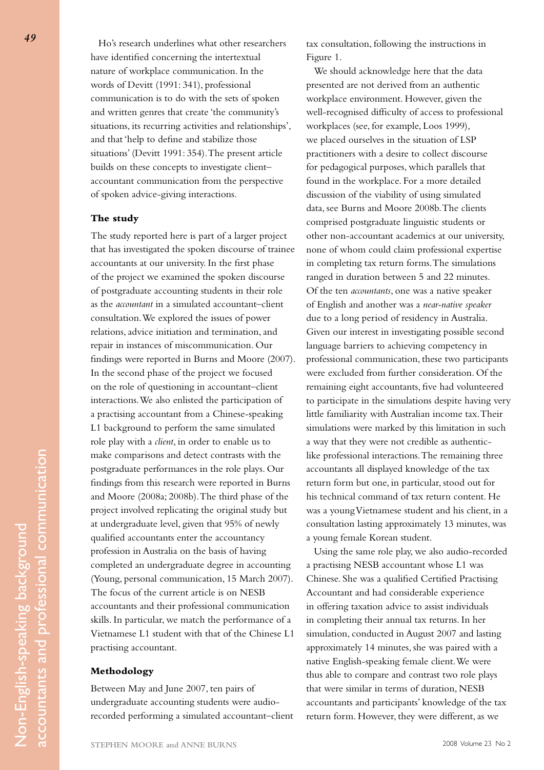Ho's research underlines what other researchers have identified concerning the intertextual nature of workplace communication. In the words of Devitt (1991: 341), professional communication is to do with the sets of spoken and written genres that create 'the community's situations, its recurring activities and relationships', and that 'help to define and stabilize those situations' (Devitt 1991: 354). The present article builds on these concepts to investigate client–accountant communication from the perspective of spoken advice-giving interactions.

### The study

The study reported here is part of a larger project that has investigated the spoken discourse of trainee accountants at our university. In the first phase of the project we examined the spoken discourse of postgraduate accounting students in their role as the *accountant* in a simulated accountant–client consultation. We explored the issues of power relations, advice initiation and termination, and repair in instances of miscommunication. Our findings were reported in Burns and Moore (2007). In the second phase of the project we focused on the role of questioning in accountant–client interactions. We also enlisted the participation of a practising accountant from a Chinese-speaking L1 background to perform the same simulated role play with a *client*, in order to enable us to make comparisons and detect contrasts with the postgraduate performances in the role plays. Our findings from this research were reported in Burns and Moore (2008a; 2008b). The third phase of the project involved replicating the original study but at undergraduate level, given that 95% of newly qualified accountants enter the accountancy profession in Australia on the basis of having completed an undergraduate degree in accounting (Young, personal communication, 15 March 2007). The focus of the current article is on NESB accountants and their professional communication skills. In particular, we match the performance of a Vietnamese L1 student with that of the Chinese L1 practising accountant.

### Methodology

Between May and June 2007, ten pairs of undergraduate accounting students were audio-recorded performing a simulated accountant–client tax consultation, following the instructions in Figure 1.

We should acknowledge here that the data presented are not derived from an authentic workplace environment. However, given the well-recognised difficulty of access to professional workplaces (see, for example, Loos 1999), we placed ourselves in the situation of LSP practitioners with a desire to collect discourse for pedagogical purposes, which parallels that found in the workplace. For a more detailed discussion of the viability of using simulated data, see Burns and Moore 2008b. The clients comprised postgraduate linguistic students or other non-accountant academics at our university, none of whom could claim professional expertise in completing tax return forms. The simulations ranged in duration between 5 and 22 minutes. Of the ten *accountants*, one was a native speaker of English and another was a *near-native speaker* due to a long period of residency in Australia. Given our interest in investigating possible second language barriers to achieving competency in professional communication, these two participants were excluded from further consideration. Of the remaining eight accountants, five had volunteered to participate in the simulations despite having very little familiarity with Australian income tax. Their simulations were marked by this limitation in such a way that they were not credible as authentic-like professional interactions. The remaining three accountants all displayed knowledge of the tax return form but one, in particular, stood out for his technical command of tax return content. He was a young Vietnamese student and his client, in a consultation lasting approximately 13 minutes, was a young female Korean student.

Using the same role play, we also audio-recorded a practising NESB accountant whose L1 was Chinese. She was a qualified Certified Practising Accountant and had considerable experience in offering taxation advice to assist individuals in completing their annual tax returns. In her simulation, conducted in August 2007 and lasting approximately 14 minutes, she was paired with a native English-speaking female client. We were thus able to compare and contrast two role plays that were similar in terms of duration, NESB accountants and participants' knowledge of the tax return form. However, they were different, as we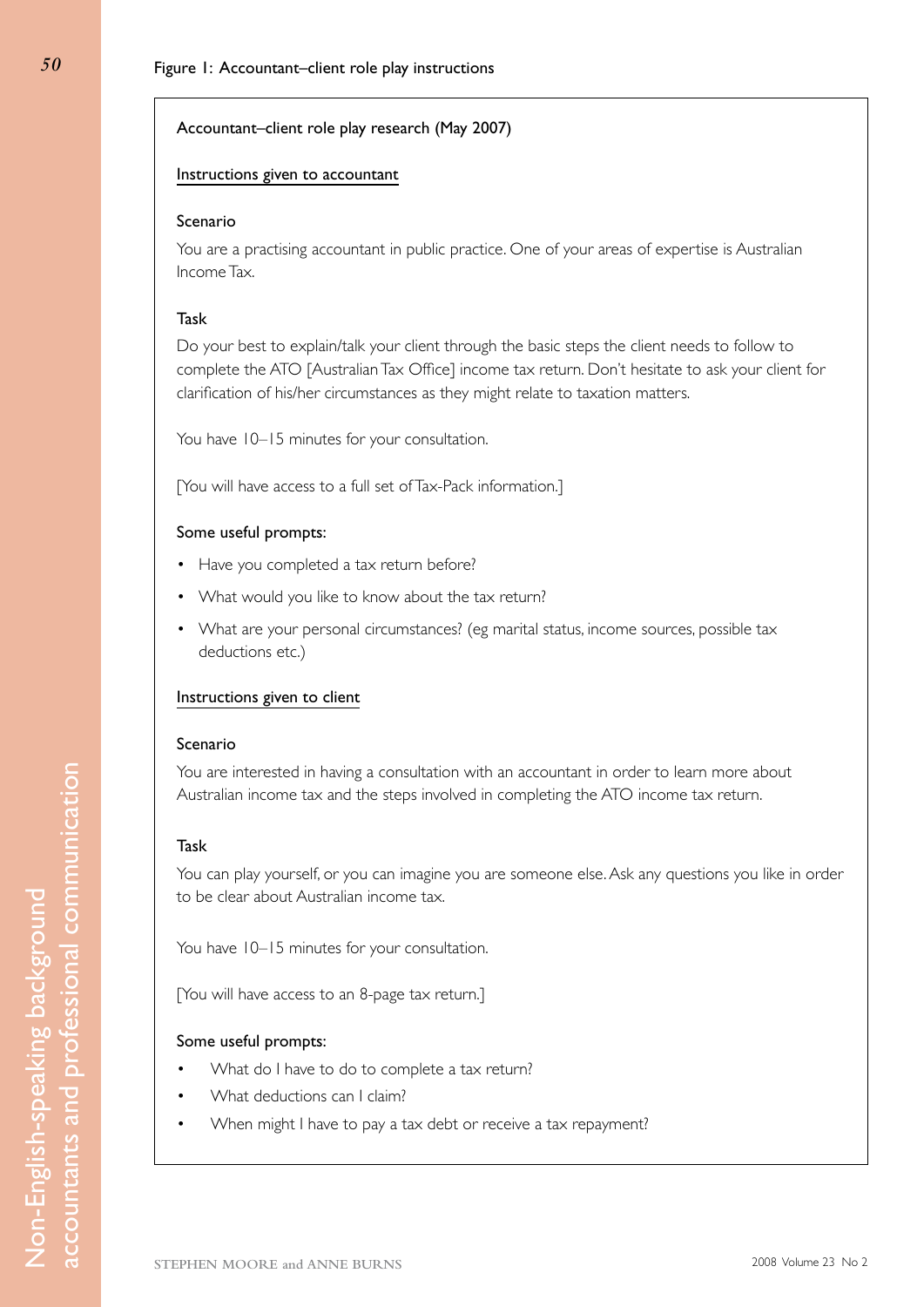Figure 1: Accountant–client role play instructions

Accountant–client role play research (May 2007)

Instructions given to accountant

Scenario

You are a practising accountant in public practice. One of your areas of expertise is Australian Income Tax.

Task

Do your best to explain/talk your client through the basic steps the client needs to follow to complete the ATO [Australian Tax Office] income tax return. Don't hesitate to ask your client for clarification of his/her circumstances as they might relate to taxation matters.

You have 10–15 minutes for your consultation.

[You will have access to a full set of Tax-Pack information.]

Some useful prompts:

- Have you completed a tax return before?
- What would you like to know about the tax return?
- What are your personal circumstances? (eg marital status, income sources, possible tax deductions etc.)

Instructions given to client

Scenario

You are interested in having a consultation with an accountant in order to learn more about Australian income tax and the steps involved in completing the ATO income tax return.

Task

You can play yourself, or you can imagine you are someone else. Ask any questions you like in order to be clear about Australian income tax.

You have 10–15 minutes for your consultation.

[You will have access to an 8-page tax return.]

Some useful prompts:

- What do I have to do to complete a tax return?
- What deductions can I claim?
- When might I have to pay a tax debt or receive a tax repayment?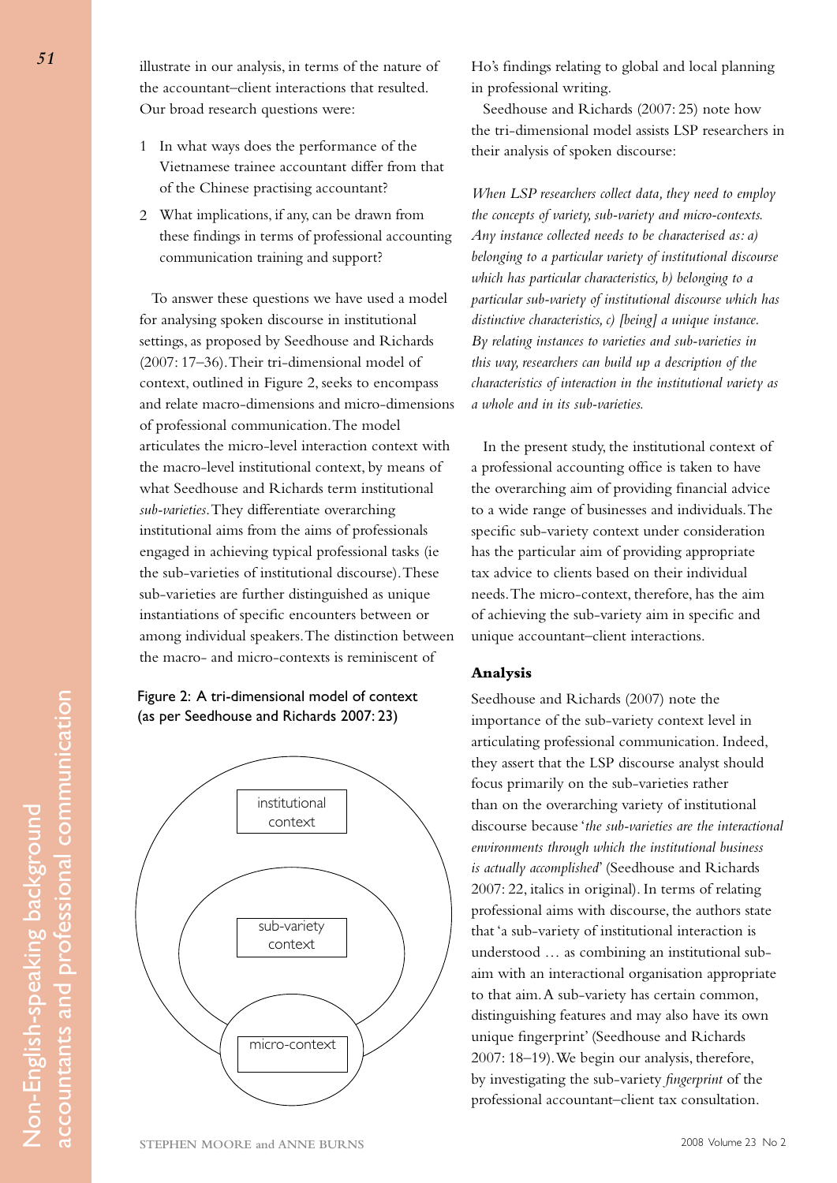illustrate in our analysis, in terms of the nature of the accountant–client interactions that resulted. Our broad research questions were:

1. In what ways does the performance of the Vietnamese trainee accountant differ from that of the Chinese practising accountant?
2. What implications, if any, can be drawn from these findings in terms of professional accounting communication training and support?

To answer these questions we have used a model for analysing spoken discourse in institutional settings, as proposed by Seedhouse and Richards (2007: 17–36). Their tri-dimensional model of context, outlined in Figure 2, seeks to encompass and relate macro-dimensions and micro-dimensions of professional communication. The model articulates the micro-level interaction context with the macro-level institutional context, by means of what Seedhouse and Richards term institutional *sub-varieties*. They differentiate overarching institutional aims from the aims of professionals engaged in achieving typical professional tasks (ie the sub-varieties of institutional discourse). These sub-varieties are further distinguished as unique instantiations of specific encounters between or among individual speakers. The distinction between the macro- and micro-contexts is reminiscent of Ho's findings relating to global and local planning in professional writing.

Figure 2: A tri-dimensional model of context (as per Seedhouse and Richards 2007: 23)

institutional context

sub-variety context

micro-context

Seedhouse and Richards (2007: 25) note how the tri-dimensional model assists LSP researchers in their analysis of spoken discourse:

*When LSP researchers collect data, they need to employ the concepts of variety, sub-variety and micro-contexts. Any instance collected needs to be characterised as: a) belonging to a particular variety of institutional discourse which has particular characteristics, b) belonging to a particular sub-variety of institutional discourse which has distinctive characteristics, c) [being] a unique instance. By relating instances to varieties and sub-varieties in this way, researchers can build up a description of the characteristics of interaction in the institutional variety as a whole and in its sub-varieties.*

In the present study, the institutional context of a professional accounting office is taken to have the overarching aim of providing financial advice to a wide range of businesses and individuals. The specific sub-variety context under consideration has the particular aim of providing appropriate tax advice to clients based on their individual needs. The micro-context, therefore, has the aim of achieving the sub-variety aim in specific and unique accountant–client interactions.

## Analysis

Seedhouse and Richards (2007) note the importance of the sub-variety context level in articulating professional communication. Indeed, they assert that the LSP discourse analyst should focus primarily on the sub-varieties rather than on the overarching variety of institutional discourse because '*the sub-varieties are the interactional environments through which the institutional business is actually accomplished*' (Seedhouse and Richards 2007: 22, italics in original). In terms of relating professional aims with discourse, the authors state that 'a sub-variety of institutional interaction is understood … as combining an institutional sub-aim with an interactional organisation appropriate to that aim. A sub-variety has certain common, distinguishing features and may also have its own unique fingerprint' (Seedhouse and Richards 2007: 18–19). We begin our analysis, therefore, by investigating the sub-variety *fingerprint* of the professional accountant–client tax consultation.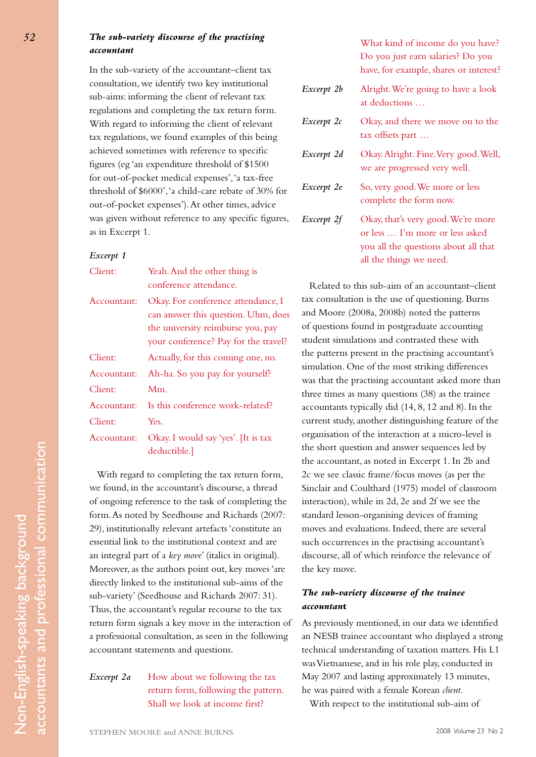### *The sub-variety discourse of the practising accountant*

In the sub-variety of the accountant–client tax consultation, we identify two key institutional sub-aims: informing the client of relevant tax regulations and completing the tax return form. With regard to informing the client of relevant tax regulations, we found examples of this being achieved sometimes with reference to specific figures (eg 'an expenditure threshold of $1500 for out-of-pocket medical expenses', 'a tax-free threshold of $6000', 'a child-care rebate of 30% for out-of-pocket expenses'). At other times, advice was given without reference to any specific figures, as in Excerpt 1.

*Excerpt 1*

| | |
|---|---|
| Client: | Yeah. And the other thing is conference attendance. |
| Accountant: | Okay. For conference attendance, I can answer this question. Uhm, does the university reimburse you, pay your conference? Pay for the travel? |
| Client: | Actually, for this coming one, no. |
| Accountant: | Ah-ha. So you pay for yourself? |
| Client: | Mm. |
| Accountant: | Is this conference work-related? |
| Client: | Yes. |
| Accountant: | Okay. I would say 'yes'. [It is tax deductible.] |

With regard to completing the tax return form, we found, in the accountant's discourse, a thread of ongoing reference to the task of completing the form. As noted by Seedhouse and Richards (2007: 29), institutionally relevant artefacts 'constitute an essential link to the institutional context and are an integral part of a *key move*' (italics in original). Moreover, as the authors point out, key moves 'are directly linked to the institutional sub-aims of the sub-variety' (Seedhouse and Richards 2007: 31). Thus, the accountant's regular recourse to the tax return form signals a key move in the interaction of a professional consultation, as seen in the following accountant statements and questions.

| | |
|---|---|
| *Excerpt 2a* | How about we following the tax return form, following the pattern. Shall we look at income first? What kind of income do you have? Do you just earn salaries? Do you have, for example, shares or interest? |
| *Excerpt 2b* | Alright. We're going to have a look at deductions … |
| *Excerpt 2c* | Okay, and there we move on to the tax offsets part … |
| *Excerpt 2d* | Okay. Alright. Fine. Very good. Well, we are progressed very well. |
| *Excerpt 2e* | So, very good. We more or less complete the form now. |
| *Excerpt 2f* | Okay, that's very good. We're more or less … I'm more or less asked you all the questions about all that all the things we need. |

Related to this sub-aim of an accountant–client tax consultation is the use of questioning. Burns and Moore (2008a, 2008b) noted the patterns of questions found in postgraduate accounting student simulations and contrasted these with the patterns present in the practising accountant's simulation. One of the most striking differences was that the practising accountant asked more than three times as many questions (38) as the trainee accountants typically did (14, 8, 12 and 8). In the current study, another distinguishing feature of the organisation of the interaction at a micro-level is the short question and answer sequences led by the accountant, as noted in Excerpt 1. In 2b and 2c we see classic frame/focus moves (as per the Sinclair and Coulthard (1975) model of classroom interaction), while in 2d, 2e and 2f we see the standard lesson-organising devices of framing moves and evaluations. Indeed, there are several such occurrences in the practising accountant's discourse, all of which reinforce the relevance of the key move.

### *The sub-variety discourse of the trainee accountant*

As previously mentioned, in our data we identified an NESB trainee accountant who displayed a strong technical understanding of taxation matters. His L1 was Vietnamese, and in his role play, conducted in May 2007 and lasting approximately 13 minutes, he was paired with a female Korean *client*.

With respect to the institutional sub-aim of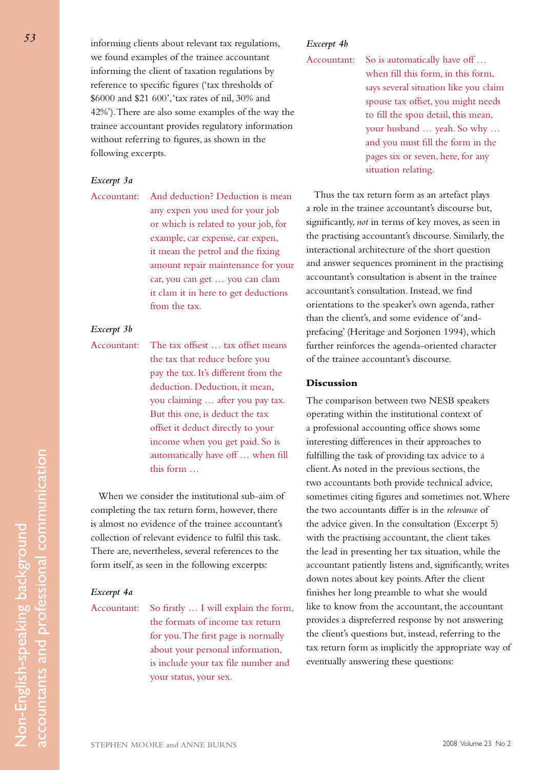informing clients about relevant tax regulations, we found examples of the trainee accountant informing the client of taxation regulations by reference to specific figures ('tax thresholds of $6000 and $21 600', 'tax rates of nil, 30% and 42%'). There are also some examples of the way the trainee accountant provides regulatory information without referring to figures, as shown in the following excerpts.

*Excerpt 3a*

Accountant: And deduction? Deduction is mean any expen you used for your job or which is related to your job, for example, car expense, car expen, it mean the petrol and the fixing amount repair maintenance for your car, you can get … you can clam it clam it in here to get deductions from the tax.

*Excerpt 3b*

Accountant: The tax offsest … tax offset means the tax that reduce before you pay the tax. It's different from the deduction. Deduction, it mean, you claiming … after you pay tax. But this one, is deduct the tax offset it deduct directly to your income when you get paid. So is automatically have off … when fill this form …

When we consider the institutional sub-aim of completing the tax return form, however, there is almost no evidence of the trainee accountant's collection of relevant evidence to fulfil this task. There are, nevertheless, several references to the form itself, as seen in the following excerpts:

*Excerpt 4a*

Accountant: So firstly … I will explain the form, the formats of income tax return for you. The first page is normally about your personal information, is include your tax file number and your status, your sex.

*Excerpt 4b*

Accountant: So is automatically have off … when fill this form, in this form, says several situation like you claim spouse tax offset, you might needs to fill the spou detail, this mean, your husband … yeah. So why … and you must fill the form in the pages six or seven, here, for any situation relating.

Thus the tax return form as an artefact plays a role in the trainee accountant's discourse but, significantly, *not* in terms of key moves, as seen in the practising accountant's discourse. Similarly, the interactional architecture of the short question and answer sequences prominent in the practising accountant's consultation is absent in the trainee accountant's consultation. Instead, we find orientations to the speaker's own agenda, rather than the client's, and some evidence of 'and-prefacing' (Heritage and Sorjonen 1994), which further reinforces the agenda-oriented character of the trainee accountant's discourse.

## Discussion

The comparison between two NESB speakers operating within the institutional context of a professional accounting office shows some interesting differences in their approaches to fulfilling the task of providing tax advice to a client. As noted in the previous sections, the two accountants both provide technical advice, sometimes citing figures and sometimes not. Where the two accountants differ is in the *relevance* of the advice given. In the consultation (Excerpt 5) with the practising accountant, the client takes the lead in presenting her tax situation, while the accountant patiently listens and, significantly, writes down notes about key points. After the client finishes her long preamble to what she would like to know from the accountant, the accountant provides a dispreferred response by not answering the client's questions but, instead, referring to the tax return form as implicitly the appropriate way of eventually answering these questions: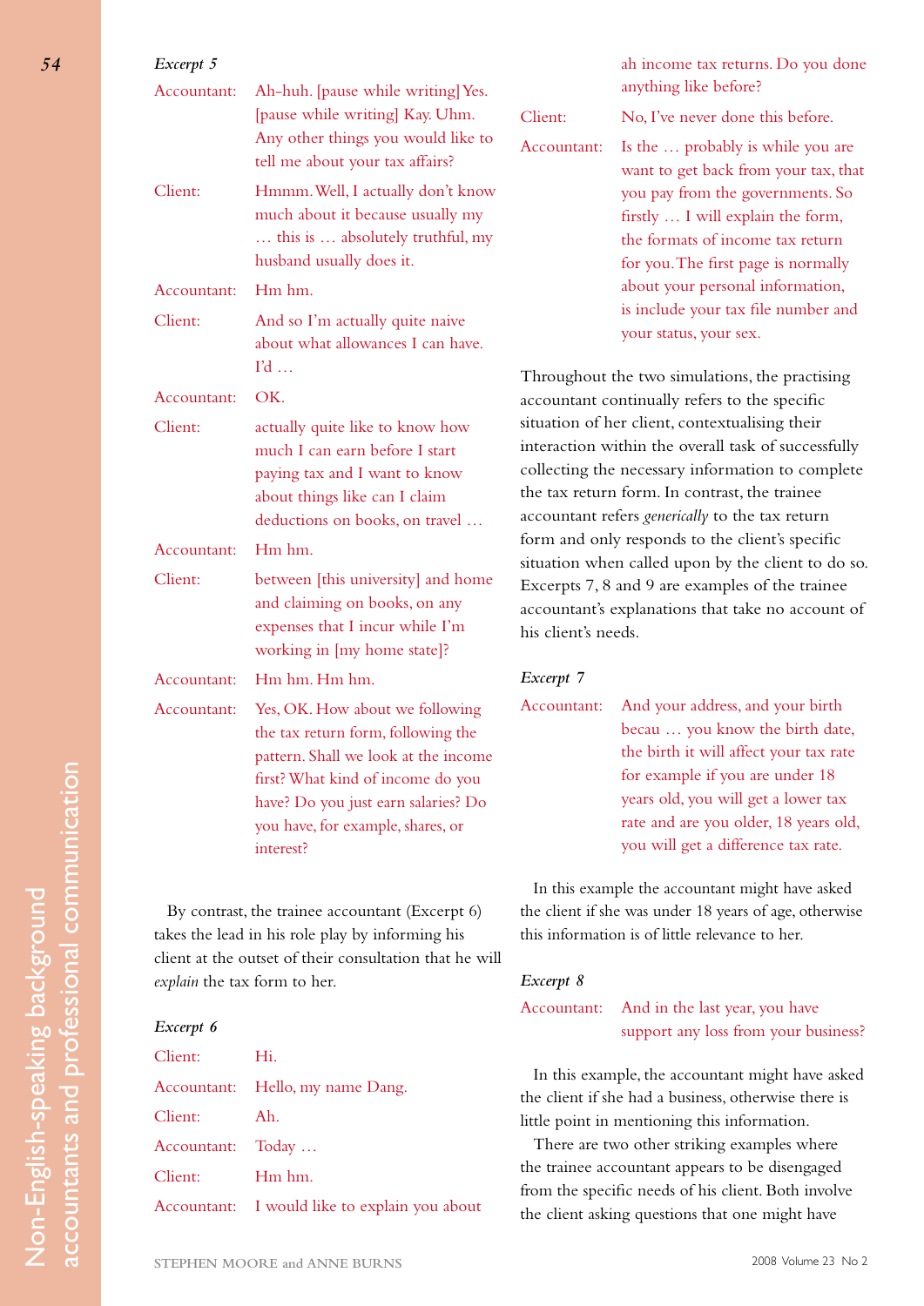*Excerpt 5*

Accountant: Ah-huh. [pause while writing] Yes. [pause while writing] Kay. Uhm. Any other things you would like to tell me about your tax affairs?

Client: Hmmm. Well, I actually don't know much about it because usually my … this is … absolutely truthful, my husband usually does it.

Accountant: Hm hm.

Client: And so I'm actually quite naive about what allowances I can have. I'd …

Accountant: OK.

Client: actually quite like to know how much I can earn before I start paying tax and I want to know about things like can I claim deductions on books, on travel …

Accountant: Hm hm.

Client: between [this university] and home and claiming on books, on any expenses that I incur while I'm working in [my home state]?

Accountant: Hm hm. Hm hm.

Accountant: Yes, OK. How about we following the tax return form, following the pattern. Shall we look at the income first? What kind of income do you have? Do you just earn salaries? Do you have, for example, shares, or interest?

By contrast, the trainee accountant (Excerpt 6) takes the lead in his role play by informing his client at the outset of their consultation that he will *explain* the tax form to her.

*Excerpt 6*

Client: Hi.

Accountant: Hello, my name Dang.

Client: Ah.

Accountant: Today …

Client: Hm hm.

Accountant: I would like to explain you about ah income tax returns. Do you done anything like before?

Client: No, I've never done this before.

Accountant: Is the … probably is while you are want to get back from your tax, that you pay from the governments. So firstly … I will explain the form, the formats of income tax return for you. The first page is normally about your personal information, is include your tax file number and your status, your sex.

Throughout the two simulations, the practising accountant continually refers to the specific situation of her client, contextualising their interaction within the overall task of successfully collecting the necessary information to complete the tax return form. In contrast, the trainee accountant refers *generically* to the tax return form and only responds to the client's specific situation when called upon by the client to do so. Excerpts 7, 8 and 9 are examples of the trainee accountant's explanations that take no account of his client's needs.

*Excerpt 7*

Accountant: And your address, and your birth becau … you know the birth date, the birth it will affect your tax rate for example if you are under 18 years old, you will get a lower tax rate and are you older, 18 years old, you will get a difference tax rate.

In this example the accountant might have asked the client if she was under 18 years of age, otherwise this information is of little relevance to her.

*Excerpt 8*

Accountant: And in the last year, you have support any loss from your business?

In this example, the accountant might have asked the client if she had a business, otherwise there is little point in mentioning this information.

There are two other striking examples where the trainee accountant appears to be disengaged from the specific needs of his client. Both involve the client asking questions that one might have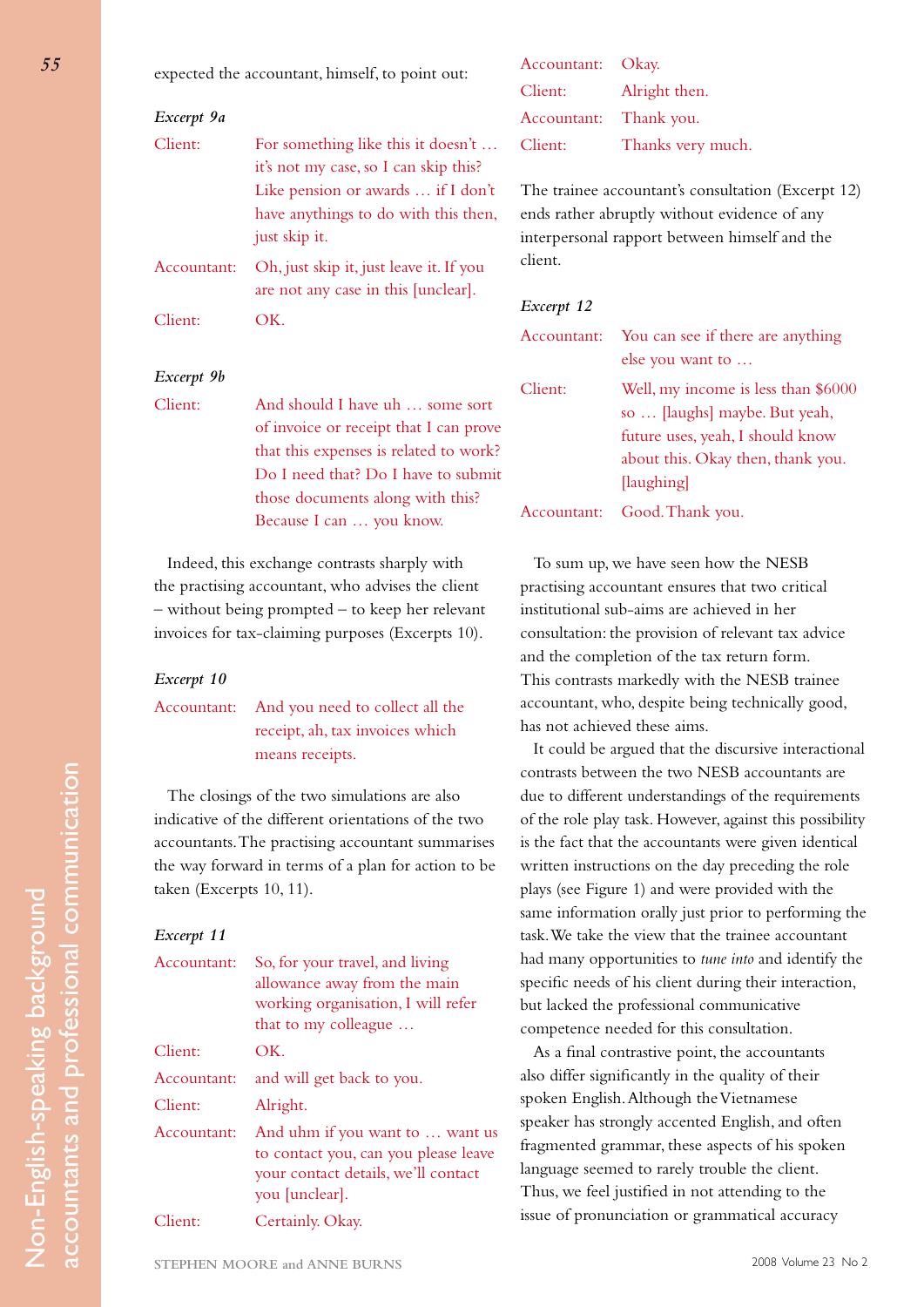expected the accountant, himself, to point out:

*Excerpt 9a*

| | |
|---|---|
| Client: | For something like this it doesn't … it's not my case, so I can skip this? Like pension or awards … if I don't have anythings to do with this then, just skip it. |
| Accountant: | Oh, just skip it, just leave it. If you are not any case in this [unclear]. |
| Client: | OK. |

*Excerpt 9b*

| | |
|---|---|
| Client: | And should I have uh … some sort of invoice or receipt that I can prove that this expenses is related to work? Do I need that? Do I have to submit those documents along with this? Because I can … you know. |

Indeed, this exchange contrasts sharply with the practising accountant, who advises the client – without being prompted – to keep her relevant invoices for tax-claiming purposes (Excerpts 10).

*Excerpt 10*

| | |
|---|---|
| Accountant: | And you need to collect all the receipt, ah, tax invoices which means receipts. |

The closings of the two simulations are also indicative of the different orientations of the two accountants. The practising accountant summarises the way forward in terms of a plan for action to be taken (Excerpts 10, 11).

*Excerpt 11*

| | |
|---|---|
| Accountant: | So, for your travel, and living allowance away from the main working organisation, I will refer that to my colleague … |
| Client: | OK. |
| Accountant: | and will get back to you. |
| Client: | Alright. |
| Accountant: | And uhm if you want to … want us to contact you, can you please leave your contact details, we'll contact you [unclear]. |
| Client: | Certainly. Okay. |
| Accountant: | Okay. |
| Client: | Alright then. |
| Accountant: | Thank you. |
| Client: | Thanks very much. |

The trainee accountant's consultation (Excerpt 12) ends rather abruptly without evidence of any interpersonal rapport between himself and the client.

*Excerpt 12*

| | |
|---|---|
| Accountant: | You can see if there are anything else you want to … |
| Client: | Well, my income is less than $6000 so … [laughs] maybe. But yeah, future uses, yeah, I should know about this. Okay then, thank you. [laughing] |
| Accountant: | Good. Thank you. |

To sum up, we have seen how the NESB practising accountant ensures that two critical institutional sub-aims are achieved in her consultation: the provision of relevant tax advice and the completion of the tax return form. This contrasts markedly with the NESB trainee accountant, who, despite being technically good, has not achieved these aims.

It could be argued that the discursive interactional contrasts between the two NESB accountants are due to different understandings of the requirements of the role play task. However, against this possibility is the fact that the accountants were given identical written instructions on the day preceding the role plays (see Figure 1) and were provided with the same information orally just prior to performing the task. We take the view that the trainee accountant had many opportunities to *tune into* and identify the specific needs of his client during their interaction, but lacked the professional communicative competence needed for this consultation.

As a final contrastive point, the accountants also differ significantly in the quality of their spoken English. Although the Vietnamese speaker has strongly accented English, and often fragmented grammar, these aspects of his spoken language seemed to rarely trouble the client. Thus, we feel justified in not attending to the issue of pronunciation or grammatical accuracy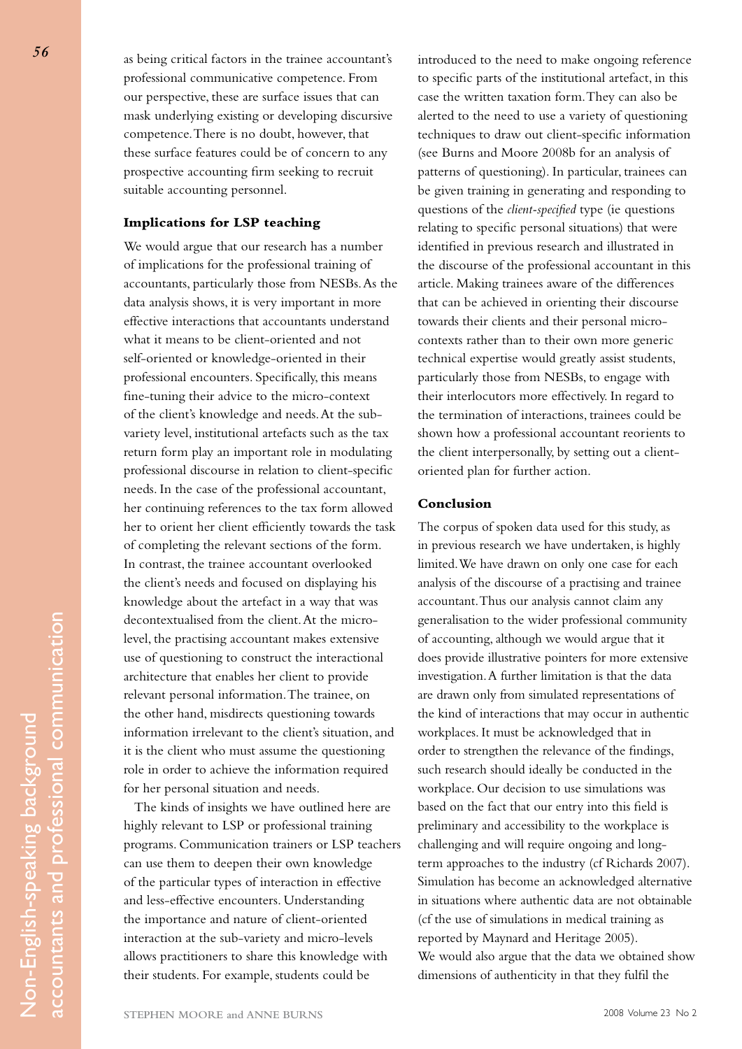as being critical factors in the trainee accountant's professional communicative competence. From our perspective, these are surface issues that can mask underlying existing or developing discursive competence. There is no doubt, however, that these surface features could be of concern to any prospective accounting firm seeking to recruit suitable accounting personnel.

## Implications for LSP teaching

We would argue that our research has a number of implications for the professional training of accountants, particularly those from NESBs. As the data analysis shows, it is very important in more effective interactions that accountants understand what it means to be client-oriented and not self-oriented or knowledge-oriented in their professional encounters. Specifically, this means fine-tuning their advice to the micro-context of the client's knowledge and needs. At the sub-variety level, institutional artefacts such as the tax return form play an important role in modulating professional discourse in relation to client-specific needs. In the case of the professional accountant, her continuing references to the tax form allowed her to orient her client efficiently towards the task of completing the relevant sections of the form. In contrast, the trainee accountant overlooked the client's needs and focused on displaying his knowledge about the artefact in a way that was decontextualised from the client. At the micro-level, the practising accountant makes extensive use of questioning to construct the interactional architecture that enables her client to provide relevant personal information. The trainee, on the other hand, misdirects questioning towards information irrelevant to the client's situation, and it is the client who must assume the questioning role in order to achieve the information required for her personal situation and needs.

The kinds of insights we have outlined here are highly relevant to LSP or professional training programs. Communication trainers or LSP teachers can use them to deepen their own knowledge of the particular types of interaction in effective and less-effective encounters. Understanding the importance and nature of client-oriented interaction at the sub-variety and micro-levels allows practitioners to share this knowledge with their students. For example, students could be introduced to the need to make ongoing reference to specific parts of the institutional artefact, in this case the written taxation form. They can also be alerted to the need to use a variety of questioning techniques to draw out client-specific information (see Burns and Moore 2008b for an analysis of patterns of questioning). In particular, trainees can be given training in generating and responding to questions of the *client-specified* type (ie questions relating to specific personal situations) that were identified in previous research and illustrated in the discourse of the professional accountant in this article. Making trainees aware of the differences that can be achieved in orienting their discourse towards their clients and their personal micro-contexts rather than to their own more generic technical expertise would greatly assist students, particularly those from NESBs, to engage with their interlocutors more effectively. In regard to the termination of interactions, trainees could be shown how a professional accountant reorients to the client interpersonally, by setting out a client-oriented plan for further action.

## Conclusion

The corpus of spoken data used for this study, as in previous research we have undertaken, is highly limited. We have drawn on only one case for each analysis of the discourse of a practising and trainee accountant. Thus our analysis cannot claim any generalisation to the wider professional community of accounting, although we would argue that it does provide illustrative pointers for more extensive investigation. A further limitation is that the data are drawn only from simulated representations of the kind of interactions that may occur in authentic workplaces. It must be acknowledged that in order to strengthen the relevance of the findings, such research should ideally be conducted in the workplace. Our decision to use simulations was based on the fact that our entry into this field is preliminary and accessibility to the workplace is challenging and will require ongoing and long-term approaches to the industry (cf Richards 2007). Simulation has become an acknowledged alternative in situations where authentic data are not obtainable (cf the use of simulations in medical training as reported by Maynard and Heritage 2005).
We would also argue that the data we obtained show dimensions of authenticity in that they fulfil the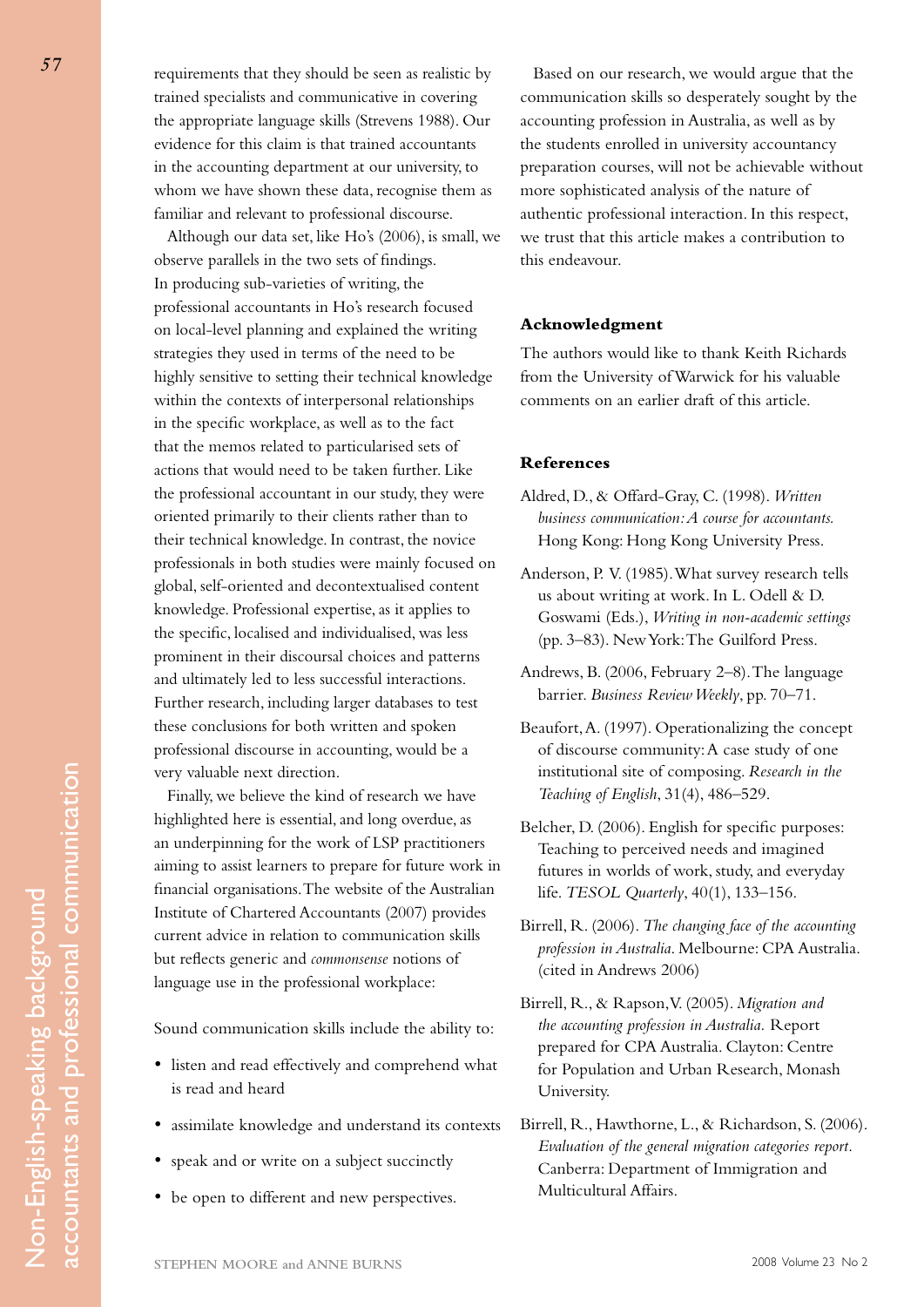requirements that they should be seen as realistic by trained specialists and communicative in covering the appropriate language skills (Strevens 1988). Our evidence for this claim is that trained accountants in the accounting department at our university, to whom we have shown these data, recognise them as familiar and relevant to professional discourse.

Although our data set, like Ho's (2006), is small, we observe parallels in the two sets of findings. In producing sub-varieties of writing, the professional accountants in Ho's research focused on local-level planning and explained the writing strategies they used in terms of the need to be highly sensitive to setting their technical knowledge within the contexts of interpersonal relationships in the specific workplace, as well as to the fact that the memos related to particularised sets of actions that would need to be taken further. Like the professional accountant in our study, they were oriented primarily to their clients rather than to their technical knowledge. In contrast, the novice professionals in both studies were mainly focused on global, self-oriented and decontextualised content knowledge. Professional expertise, as it applies to the specific, localised and individualised, was less prominent in their discoursal choices and patterns and ultimately led to less successful interactions. Further research, including larger databases to test these conclusions for both written and spoken professional discourse in accounting, would be a very valuable next direction.

Finally, we believe the kind of research we have highlighted here is essential, and long overdue, as an underpinning for the work of LSP practitioners aiming to assist learners to prepare for future work in financial organisations. The website of the Australian Institute of Chartered Accountants (2007) provides current advice in relation to communication skills but reflects generic and *commonsense* notions of language use in the professional workplace:

Sound communication skills include the ability to:

- listen and read effectively and comprehend what is read and heard
- assimilate knowledge and understand its contexts
- speak and or write on a subject succinctly
- be open to different and new perspectives.

Based on our research, we would argue that the communication skills so desperately sought by the accounting profession in Australia, as well as by the students enrolled in university accountancy preparation courses, will not be achievable without more sophisticated analysis of the nature of authentic professional interaction. In this respect, we trust that this article makes a contribution to this endeavour.

## Acknowledgment

The authors would like to thank Keith Richards from the University of Warwick for his valuable comments on an earlier draft of this article.

## References

Aldred, D., & Offard-Gray, C. (1998). *Written business communication: A course for accountants.* Hong Kong: Hong Kong University Press.

Anderson, P. V. (1985). What survey research tells us about writing at work. In L. Odell & D. Goswami (Eds.), *Writing in non-academic settings* (pp. 3–83). New York: The Guilford Press.

Andrews, B. (2006, February 2–8). The language barrier. *Business Review Weekly*, pp. 70–71.

Beaufort, A. (1997). Operationalizing the concept of discourse community: A case study of one institutional site of composing. *Research in the Teaching of English*, 31(4), 486–529.

Belcher, D. (2006). English for specific purposes: Teaching to perceived needs and imagined futures in worlds of work, study, and everyday life. *TESOL Quarterly*, 40(1), 133–156.

Birrell, R. (2006). *The changing face of the accounting profession in Australia.* Melbourne: CPA Australia. (cited in Andrews 2006)

Birrell, R., & Rapson, V. (2005). *Migration and the accounting profession in Australia.* Report prepared for CPA Australia. Clayton: Centre for Population and Urban Research, Monash University.

Birrell, R., Hawthorne, L., & Richardson, S. (2006). *Evaluation of the general migration categories report.* Canberra: Department of Immigration and Multicultural Affairs.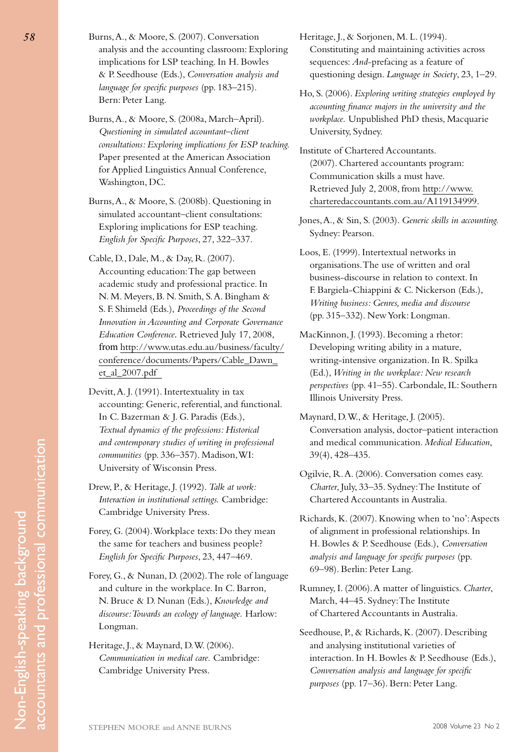Burns, A., & Moore, S. (2007). Conversation analysis and the accounting classroom: Exploring implications for LSP teaching. In H. Bowles & P. Seedhouse (Eds.), *Conversation analysis and language for specific purposes* (pp. 183–215). Bern: Peter Lang.

Burns, A., & Moore, S. (2008a, March–April). *Questioning in simulated accountant–client consultations: Exploring implications for ESP teaching.* Paper presented at the American Association for Applied Linguistics Annual Conference, Washington, DC.

Burns, A., & Moore, S. (2008b). Questioning in simulated accountant–client consultations: Exploring implications for ESP teaching. *English for Specific Purposes*, 27, 322–337.

Cable, D., Dale, M., & Day, R. (2007). Accounting education: The gap between academic study and professional practice. In N. M. Meyers, B. N. Smith, S. A. Bingham & S. F. Shimeld (Eds.), *Proceedings of the Second Innovation in Accounting and Corporate Governance Education Conference.* Retrieved July 17, 2008, from http://www.utas.edu.au/business/faculty/conference/documents/Papers/Cable_Dawn_et_al_2007.pdf

Devitt, A. J. (1991). Intertextuality in tax accounting: Generic, referential, and functional. In C. Bazerman & J. G. Paradis (Eds.), *Textual dynamics of the professions: Historical and contemporary studies of writing in professional communities* (pp. 336–357). Madison, WI: University of Wisconsin Press.

Drew, P., & Heritage, J. (1992). *Talk at work: Interaction in institutional settings.* Cambridge: Cambridge University Press.

Forey, G. (2004). Workplace texts: Do they mean the same for teachers and business people? *English for Specific Purposes*, 23, 447–469.

Forey, G., & Nunan, D. (2002). The role of language and culture in the workplace. In C. Barron, N. Bruce & D. Nunan (Eds.), *Knowledge and discourse: Towards an ecology of language.* Harlow: Longman.

Heritage, J., & Maynard, D. W. (2006). *Communication in medical care.* Cambridge: Cambridge University Press.

Heritage, J., & Sorjonen, M. L. (1994). Constituting and maintaining activities across sequences: *And*-prefacing as a feature of questioning design. *Language in Society*, 23, 1–29.

Ho, S. (2006). *Exploring writing strategies employed by accounting finance majors in the university and the workplace.* Unpublished PhD thesis, Macquarie University, Sydney.

Institute of Chartered Accountants. (2007). Chartered accountants program: Communication skills a must have. Retrieved July 2, 2008, from http://www.charteredaccountants.com.au/A119134999.

Jones, A., & Sin, S. (2003). *Generic skills in accounting.* Sydney: Pearson.

Loos, E. (1999). Intertextual networks in organisations. The use of written and oral business-discourse in relation to context. In F. Bargiela-Chiappini & C. Nickerson (Eds.), *Writing business: Genres, media and discourse* (pp. 315–332). New York: Longman.

MacKinnon, J. (1993). Becoming a rhetor: Developing writing ability in a mature, writing-intensive organization. In R. Spilka (Ed.), *Writing in the workplace: New research perspectives* (pp. 41–55). Carbondale, IL: Southern Illinois University Press.

Maynard, D. W., & Heritage, J. (2005). Conversation analysis, doctor–patient interaction and medical communication. *Medical Education*, 39(4), 428–435.

Ogilvie, R. A. (2006). Conversation comes easy. *Charter*, July, 33–35. Sydney: The Institute of Chartered Accountants in Australia.

Richards, K. (2007). Knowing when to 'no': Aspects of alignment in professional relationships. In H. Bowles & P. Seedhouse (Eds.), *Conversation analysis and language for specific purposes* (pp. 69–98). Berlin: Peter Lang.

Rumney, I. (2006). A matter of linguistics. *Charter*, March, 44–45. Sydney: The Institute of Chartered Accountants in Australia.

Seedhouse, P., & Richards, K. (2007). Describing and analysing institutional varieties of interaction. In H. Bowles & P. Seedhouse (Eds.), *Conversation analysis and language for specific purposes* (pp. 17–36). Bern: Peter Lang.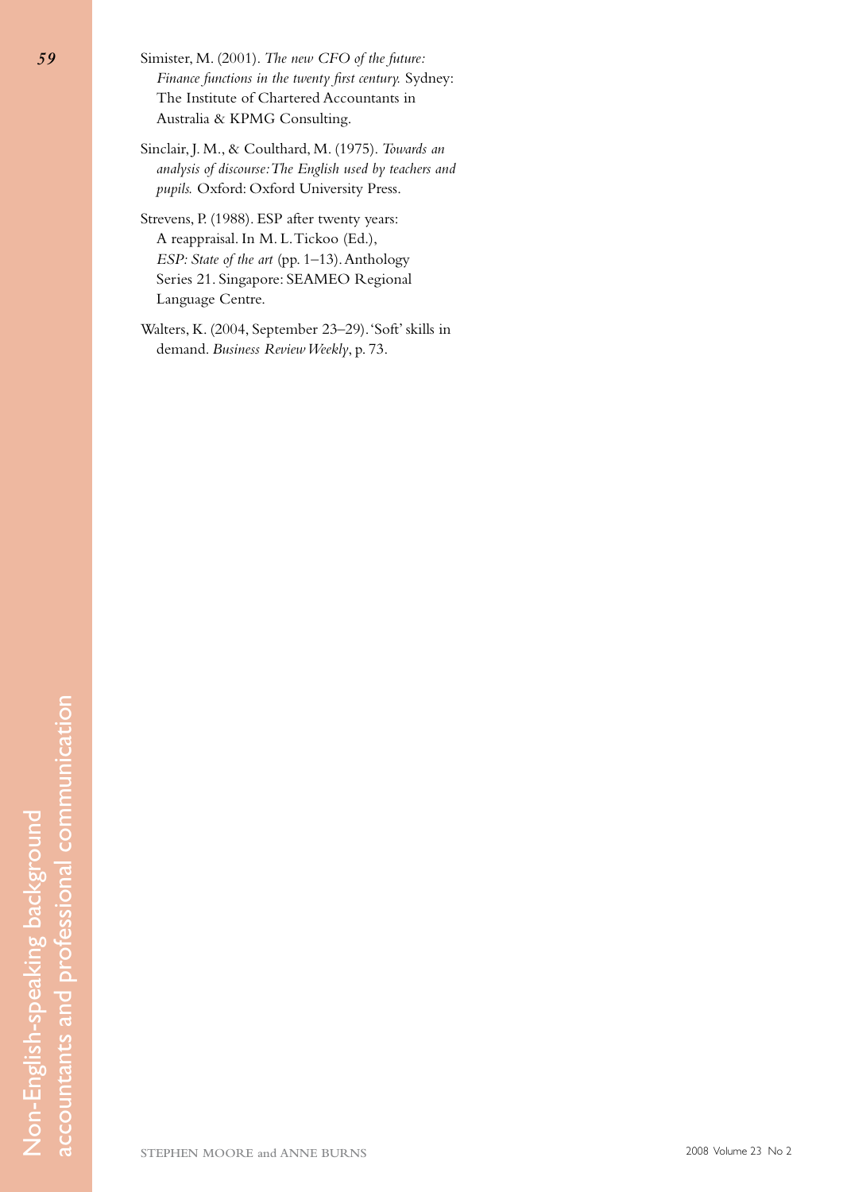Simister, M. (2001). *The new CFO of the future: Finance functions in the twenty first century.* Sydney: The Institute of Chartered Accountants in Australia & KPMG Consulting.

Sinclair, J. M., & Coulthard, M. (1975). *Towards an analysis of discourse: The English used by teachers and pupils.* Oxford: Oxford University Press.

Strevens, P. (1988). ESP after twenty years: A reappraisal. In M. L. Tickoo (Ed.), *ESP: State of the art* (pp. 1–13). Anthology Series 21. Singapore: SEAMEO Regional Language Centre.

Walters, K. (2004, September 23–29). 'Soft' skills in demand. *Business Review Weekly*, p. 73.